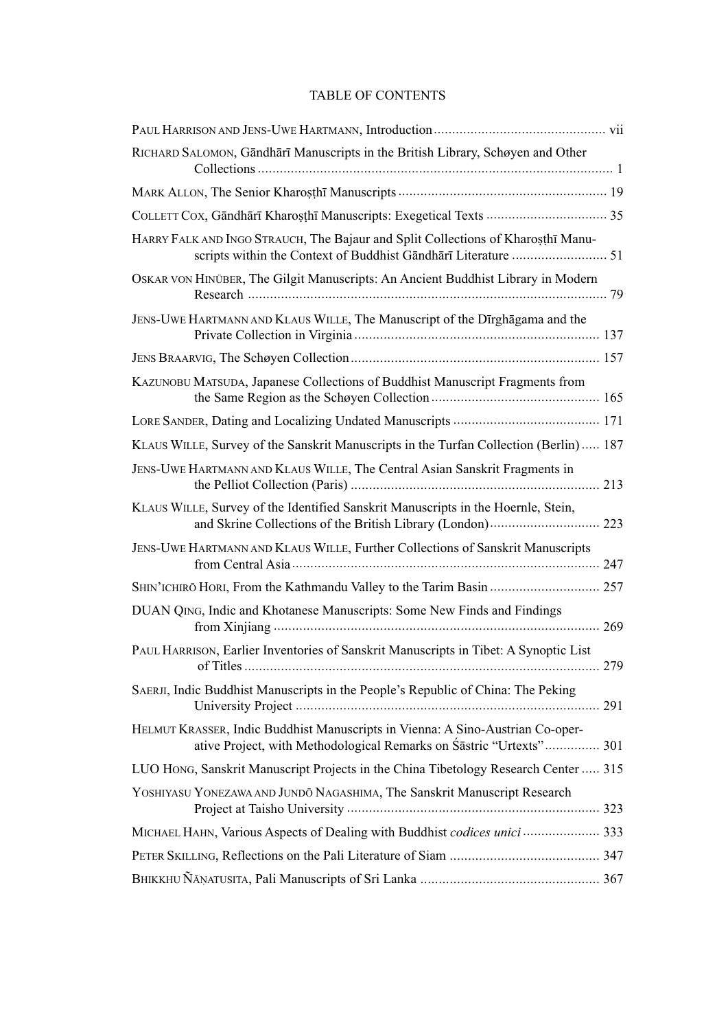# TABLE OF CONTENTS

PAUL HARRISON AND JENS-UWE HARTMANN, Introduction ... vii

RICHARD SALOMON, Gāndhārī Manuscripts in the British Library, Schøyen and Other Collections ... 1

MARK ALLON, The Senior Kharoṣṭhī Manuscripts ... 19

COLLETT COX, Gāndhārī Kharoṣṭhī Manuscripts: Exegetical Texts ... 35

HARRY FALK AND INGO STRAUCH, The Bajaur and Split Collections of Kharoṣṭhī Manuscripts within the Context of Buddhist Gāndhārī Literature ... 51

OSKAR VON HINÜBER, The Gilgit Manuscripts: An Ancient Buddhist Library in Modern Research ... 79

JENS-UWE HARTMANN AND KLAUS WILLE, The Manuscript of the Dīrghāgama and the Private Collection in Virginia ... 137

JENS BRAARVIG, The Schøyen Collection ... 157

KAZUNOBU MATSUDA, Japanese Collections of Buddhist Manuscript Fragments from the Same Region as the Schøyen Collection ... 165

LORE SANDER, Dating and Localizing Undated Manuscripts ... 171

KLAUS WILLE, Survey of the Sanskrit Manuscripts in the Turfan Collection (Berlin) ... 187

JENS-UWE HARTMANN AND KLAUS WILLE, The Central Asian Sanskrit Fragments in the Pelliot Collection (Paris) ... 213

KLAUS WILLE, Survey of the Identified Sanskrit Manuscripts in the Hoernle, Stein, and Skrine Collections of the British Library (London) ... 223

JENS-UWE HARTMANN AND KLAUS WILLE, Further Collections of Sanskrit Manuscripts from Central Asia ... 247

SHIN'ICHIRŌ HORI, From the Kathmandu Valley to the Tarim Basin ... 257

DUAN QING, Indic and Khotanese Manuscripts: Some New Finds and Findings from Xinjiang ... 269

PAUL HARRISON, Earlier Inventories of Sanskrit Manuscripts in Tibet: A Synoptic List of Titles ... 279

SAERJI, Indic Buddhist Manuscripts in the People's Republic of China: The Peking University Project ... 291

HELMUT KRASSER, Indic Buddhist Manuscripts in Vienna: A Sino-Austrian Co-operative Project, with Methodological Remarks on Śāstric "Urtexts" ... 301

LUO HONG, Sanskrit Manuscript Projects in the China Tibetology Research Center ... 315

YOSHIYASU YONEZAWA AND JUNDŌ NAGASHIMA, The Sanskrit Manuscript Research Project at Taisho University ... 323

MICHAEL HAHN, Various Aspects of Dealing with Buddhist *codices unici* ... 333

PETER SKILLING, Reflections on the Pali Literature of Siam ... 347

BHIKKHU ÑĀṆATUSITA, Pali Manuscripts of Sri Lanka ... 367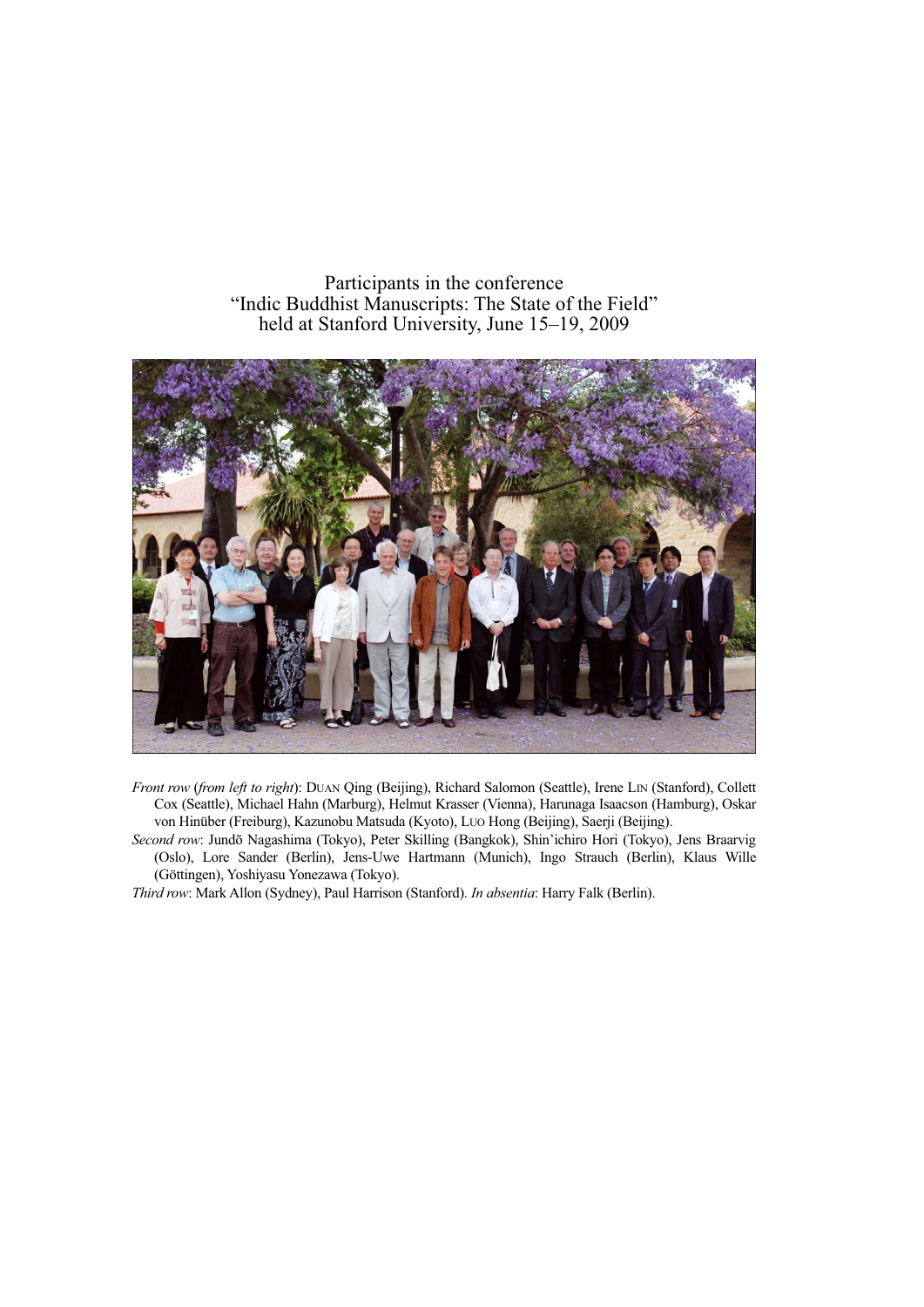Participants in the conference
"Indic Buddhist Manuscripts: The State of the Field"
held at Stanford University, June 15–19, 2009

*Front row* (*from left to right*): DUAN Qing (Beijing), Richard Salomon (Seattle), Irene LIN (Stanford), Collett Cox (Seattle), Michael Hahn (Marburg), Helmut Krasser (Vienna), Harunaga Isaacson (Hamburg), Oskar von Hinüber (Freiburg), Kazunobu Matsuda (Kyoto), LUO Hong (Beijing), Saerji (Beijing).

*Second row*: Jundō Nagashima (Tokyo), Peter Skilling (Bangkok), Shin'ichiro Hori (Tokyo), Jens Braarvig (Oslo), Lore Sander (Berlin), Jens-Uwe Hartmann (Munich), Ingo Strauch (Berlin), Klaus Wille (Göttingen), Yoshiyasu Yonezawa (Tokyo).

*Third row*: Mark Allon (Sydney), Paul Harrison (Stanford). *In absentia*: Harry Falk (Berlin).